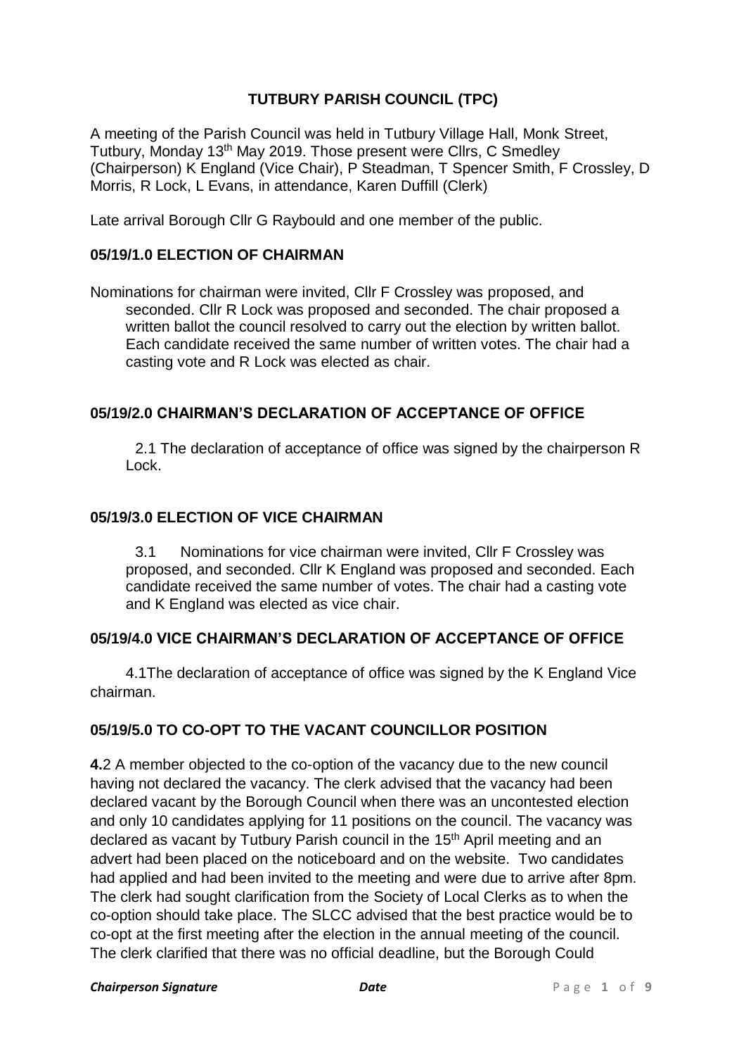# TUTBURY PARISH COUNCIL (TPC)

A meeting of the Parish Council was held in Tutbury Village Hall, Monk Street, Tutbury, Monday 13th May 2019. Those present were Cllrs, C Smedley (Chairperson) K England (Vice Chair), P Steadman, T Spencer Smith, F Crossley, D Morris, R Lock, L Evans, in attendance, Karen Duffill (Clerk)

Late arrival Borough Cllr G Raybould and one member of the public.

## 05/19/1.0 ELECTION OF CHAIRMAN

Nominations for chairman were invited, Cllr F Crossley was proposed, and seconded. Cllr R Lock was proposed and seconded. The chair proposed a written ballot the council resolved to carry out the election by written ballot. Each candidate received the same number of written votes. The chair had a casting vote and R Lock was elected as chair.

## 05/19/2.0 CHAIRMAN'S DECLARATION OF ACCEPTANCE OF OFFICE

2.1 The declaration of acceptance of office was signed by the chairperson R Lock.

## 05/19/3.0 ELECTION OF VICE CHAIRMAN

3.1 Nominations for vice chairman were invited, Cllr F Crossley was proposed, and seconded. Cllr K England was proposed and seconded. Each candidate received the same number of votes. The chair had a casting vote and K England was elected as vice chair.

## 05/19/4.0 VICE CHAIRMAN'S DECLARATION OF ACCEPTANCE OF OFFICE

4.1The declaration of acceptance of office was signed by the K England Vice chairman.

## 05/19/5.0 TO CO-OPT TO THE VACANT COUNCILLOR POSITION

**4.**2 A member objected to the co-option of the vacancy due to the new council having not declared the vacancy. The clerk advised that the vacancy had been declared vacant by the Borough Council when there was an uncontested election and only 10 candidates applying for 11 positions on the council. The vacancy was declared as vacant by Tutbury Parish council in the 15th April meeting and an advert had been placed on the noticeboard and on the website. Two candidates had applied and had been invited to the meeting and were due to arrive after 8pm. The clerk had sought clarification from the Society of Local Clerks as to when the co-option should take place. The SLCC advised that the best practice would be to co-opt at the first meeting after the election in the annual meeting of the council. The clerk clarified that there was no official deadline, but the Borough Could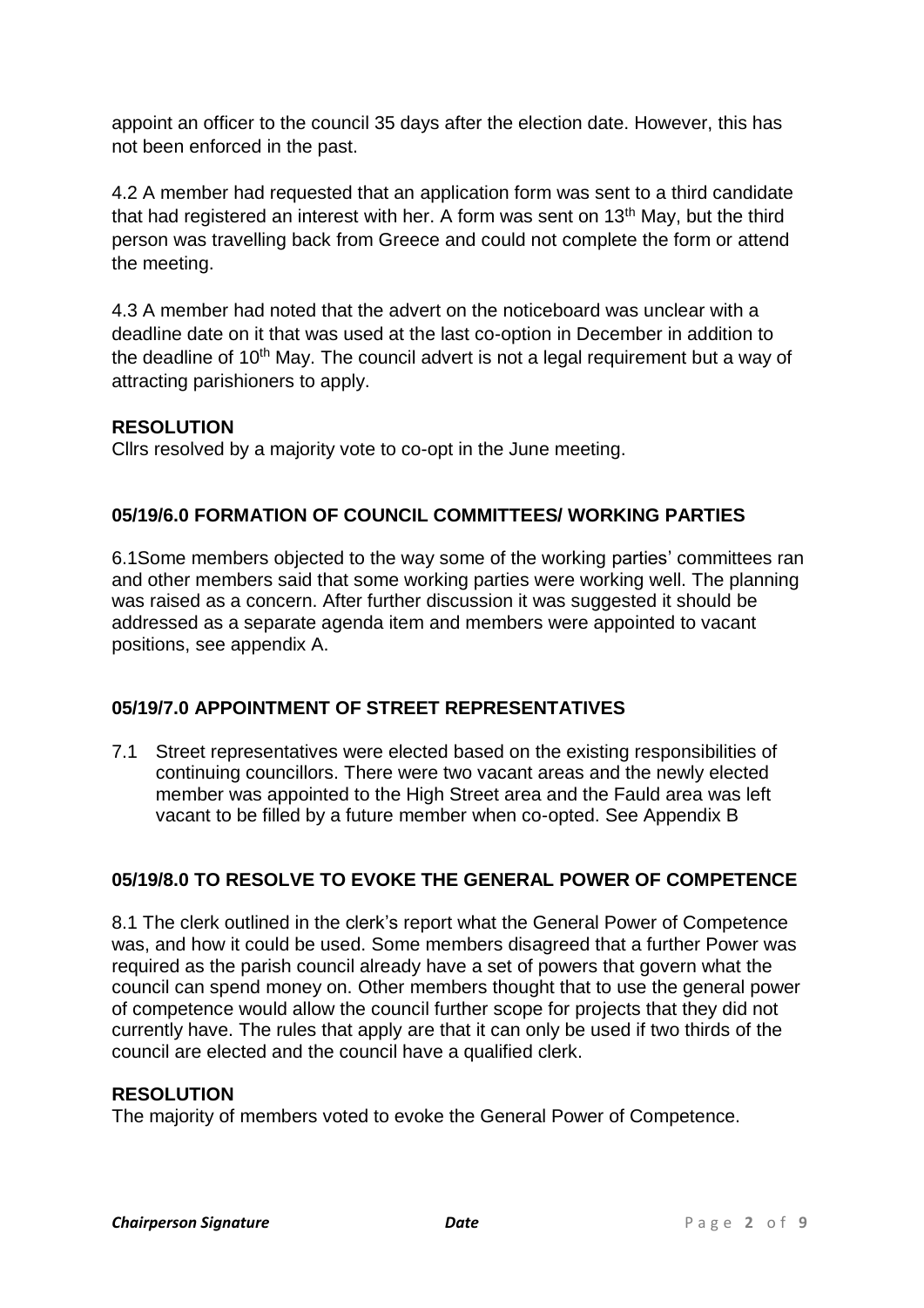appoint an officer to the council 35 days after the election date. However, this has not been enforced in the past.

4.2 A member had requested that an application form was sent to a third candidate that had registered an interest with her. A form was sent on 13th May, but the third person was travelling back from Greece and could not complete the form or attend the meeting.

4.3 A member had noted that the advert on the noticeboard was unclear with a deadline date on it that was used at the last co-option in December in addition to the deadline of 10th May. The council advert is not a legal requirement but a way of attracting parishioners to apply.

**RESOLUTION**

Cllrs resolved by a majority vote to co-opt in the June meeting.

## 05/19/6.0 FORMATION OF COUNCIL COMMITTEES/ WORKING PARTIES

6.1Some members objected to the way some of the working parties' committees ran and other members said that some working parties were working well. The planning was raised as a concern. After further discussion it was suggested it should be addressed as a separate agenda item and members were appointed to vacant positions, see appendix A.

## 05/19/7.0 APPOINTMENT OF STREET REPRESENTATIVES

7.1 Street representatives were elected based on the existing responsibilities of continuing councillors. There were two vacant areas and the newly elected member was appointed to the High Street area and the Fauld area was left vacant to be filled by a future member when co-opted. See Appendix B

## 05/19/8.0 TO RESOLVE TO EVOKE THE GENERAL POWER OF COMPETENCE

8.1 The clerk outlined in the clerk's report what the General Power of Competence was, and how it could be used. Some members disagreed that a further Power was required as the parish council already have a set of powers that govern what the council can spend money on. Other members thought that to use the general power of competence would allow the council further scope for projects that they did not currently have. The rules that apply are that it can only be used if two thirds of the council are elected and the council have a qualified clerk.

**RESOLUTION**

The majority of members voted to evoke the General Power of Competence.

***Chairperson Signature*** ***Date***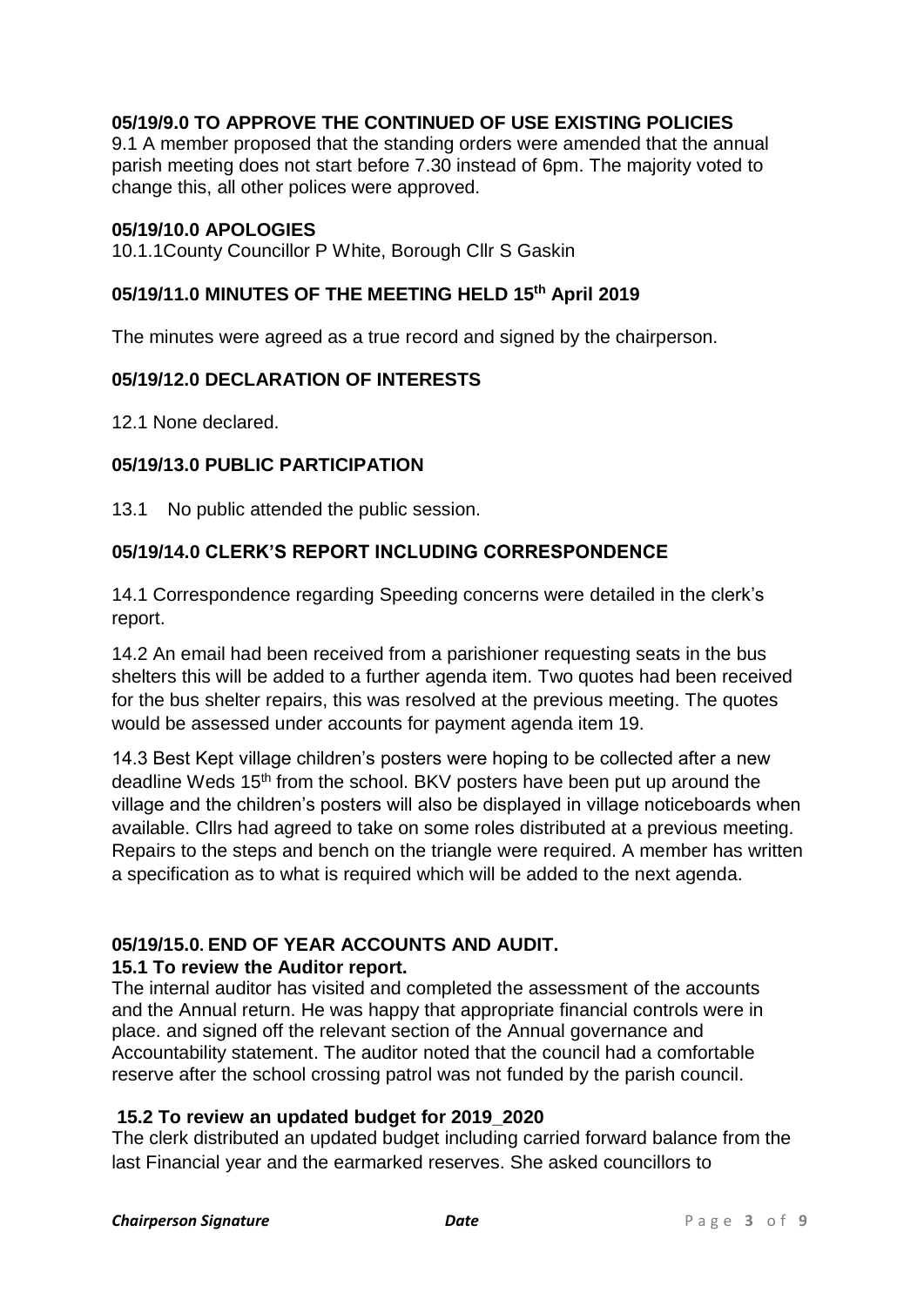**05/19/9.0 TO APPROVE THE CONTINUED OF USE EXISTING POLICIES**

9.1 A member proposed that the standing orders were amended that the annual parish meeting does not start before 7.30 instead of 6pm. The majority voted to change this, all other polices were approved.

**05/19/10.0 APOLOGIES**

10.1.1County Councillor P White, Borough Cllr S Gaskin

**05/19/11.0 MINUTES OF THE MEETING HELD 15th April 2019**

The minutes were agreed as a true record and signed by the chairperson.

**05/19/12.0 DECLARATION OF INTERESTS**

12.1 None declared.

**05/19/13.0 PUBLIC PARTICIPATION**

13.1 No public attended the public session.

**05/19/14.0 CLERK'S REPORT INCLUDING CORRESPONDENCE**

14.1 Correspondence regarding Speeding concerns were detailed in the clerk's report.

14.2 An email had been received from a parishioner requesting seats in the bus shelters this will be added to a further agenda item. Two quotes had been received for the bus shelter repairs, this was resolved at the previous meeting. The quotes would be assessed under accounts for payment agenda item 19.

14.3 Best Kept village children's posters were hoping to be collected after a new deadline Weds 15th from the school. BKV posters have been put up around the village and the children's posters will also be displayed in village noticeboards when available. Cllrs had agreed to take on some roles distributed at a previous meeting. Repairs to the steps and bench on the triangle were required. A member has written a specification as to what is required which will be added to the next agenda.

**05/19/15.0. END OF YEAR ACCOUNTS AND AUDIT.**

**15.1 To review the Auditor report.**

The internal auditor has visited and completed the assessment of the accounts and the Annual return. He was happy that appropriate financial controls were in place. and signed off the relevant section of the Annual governance and Accountability statement. The auditor noted that the council had a comfortable reserve after the school crossing patrol was not funded by the parish council.

**15.2 To review an updated budget for 2019_2020**

The clerk distributed an updated budget including carried forward balance from the last Financial year and the earmarked reserves. She asked councillors to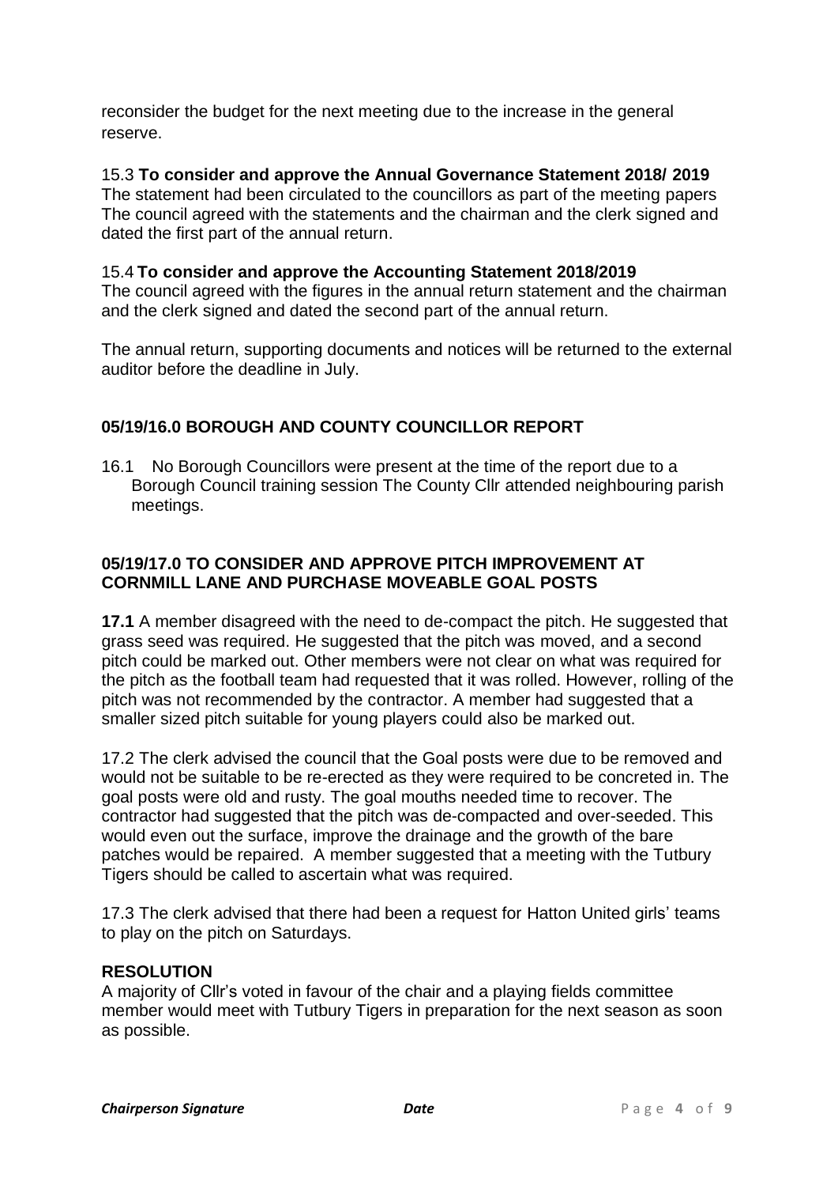reconsider the budget for the next meeting due to the increase in the general reserve.

15.3 **To consider and approve the Annual Governance Statement 2018/ 2019**
The statement had been circulated to the councillors as part of the meeting papers The council agreed with the statements and the chairman and the clerk signed and dated the first part of the annual return.

15.4 **To consider and approve the Accounting Statement 2018/2019**
The council agreed with the figures in the annual return statement and the chairman and the clerk signed and dated the second part of the annual return.

The annual return, supporting documents and notices will be returned to the external auditor before the deadline in July.

## 05/19/16.0 BOROUGH AND COUNTY COUNCILLOR REPORT

16.1 No Borough Councillors were present at the time of the report due to a Borough Council training session The County Cllr attended neighbouring parish meetings.

## 05/19/17.0 TO CONSIDER AND APPROVE PITCH IMPROVEMENT AT CORNMILL LANE AND PURCHASE MOVEABLE GOAL POSTS

**17.1** A member disagreed with the need to de-compact the pitch. He suggested that grass seed was required. He suggested that the pitch was moved, and a second pitch could be marked out. Other members were not clear on what was required for the pitch as the football team had requested that it was rolled. However, rolling of the pitch was not recommended by the contractor. A member had suggested that a smaller sized pitch suitable for young players could also be marked out.

17.2 The clerk advised the council that the Goal posts were due to be removed and would not be suitable to be re-erected as they were required to be concreted in. The goal posts were old and rusty. The goal mouths needed time to recover. The contractor had suggested that the pitch was de-compacted and over-seeded. This would even out the surface, improve the drainage and the growth of the bare patches would be repaired. A member suggested that a meeting with the Tutbury Tigers should be called to ascertain what was required.

17.3 The clerk advised that there had been a request for Hatton United girls' teams to play on the pitch on Saturdays.

**RESOLUTION**
A majority of Cllr's voted in favour of the chair and a playing fields committee member would meet with Tutbury Tigers in preparation for the next season as soon as possible.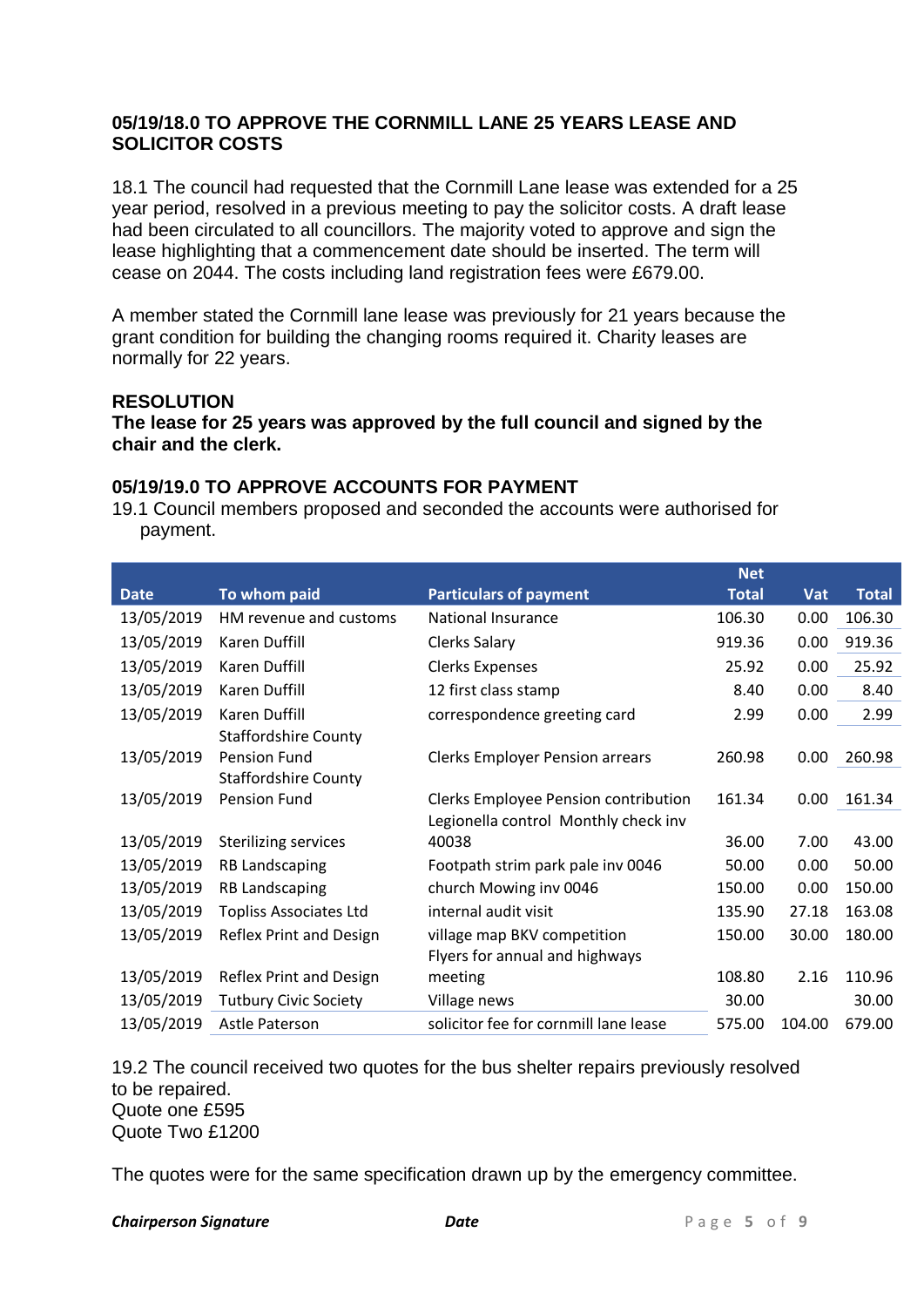### 05/19/18.0 TO APPROVE THE CORNMILL LANE 25 YEARS LEASE AND SOLICITOR COSTS

18.1 The council had requested that the Cornmill Lane lease was extended for a 25 year period, resolved in a previous meeting to pay the solicitor costs. A draft lease had been circulated to all councillors. The majority voted to approve and sign the lease highlighting that a commencement date should be inserted. The term will cease on 2044. The costs including land registration fees were £679.00.

A member stated the Cornmill lane lease was previously for 21 years because the grant condition for building the changing rooms required it. Charity leases are normally for 22 years.

**RESOLUTION**
**The lease for 25 years was approved by the full council and signed by the chair and the clerk.**

### 05/19/19.0 TO APPROVE ACCOUNTS FOR PAYMENT

19.1 Council members proposed and seconded the accounts were authorised for payment.

| Date | To whom paid | Particulars of payment | Net Total | Vat | Total |
|---|---|---|---|---|---|
| 13/05/2019 | HM revenue and customs | National Insurance | 106.30 | 0.00 | 106.30 |
| 13/05/2019 | Karen Duffill | Clerks Salary | 919.36 | 0.00 | 919.36 |
| 13/05/2019 | Karen Duffill | Clerks Expenses | 25.92 | 0.00 | 25.92 |
| 13/05/2019 | Karen Duffill | 12 first class stamp | 8.40 | 0.00 | 8.40 |
| 13/05/2019 | Karen Duffill | correspondence greeting card | 2.99 | 0.00 | 2.99 |
| 13/05/2019 | Staffordshire County Pension Fund | Clerks Employer Pension arrears | 260.98 | 0.00 | 260.98 |
| 13/05/2019 | Staffordshire County Pension Fund | Clerks Employee Pension contribution | 161.34 | 0.00 | 161.34 |
| 13/05/2019 | Sterilizing services | Legionella control Monthly check inv 40038 | 36.00 | 7.00 | 43.00 |
| 13/05/2019 | RB Landscaping | Footpath strim park pale inv 0046 | 50.00 | 0.00 | 50.00 |
| 13/05/2019 | RB Landscaping | church Mowing inv 0046 | 150.00 | 0.00 | 150.00 |
| 13/05/2019 | Topliss Associates Ltd | internal audit visit | 135.90 | 27.18 | 163.08 |
| 13/05/2019 | Reflex Print and Design | village map BKV competition | 150.00 | 30.00 | 180.00 |
| 13/05/2019 | Reflex Print and Design | Flyers for annual and highways meeting | 108.80 | 2.16 | 110.96 |
| 13/05/2019 | Tutbury Civic Society | Village news | 30.00 | | 30.00 |
| 13/05/2019 | Astle Paterson | solicitor fee for cornmill lane lease | 575.00 | 104.00 | 679.00 |

19.2 The council received two quotes for the bus shelter repairs previously resolved to be repaired.
Quote one £595
Quote Two £1200

The quotes were for the same specification drawn up by the emergency committee.

***Chairperson Signature*** ***Date***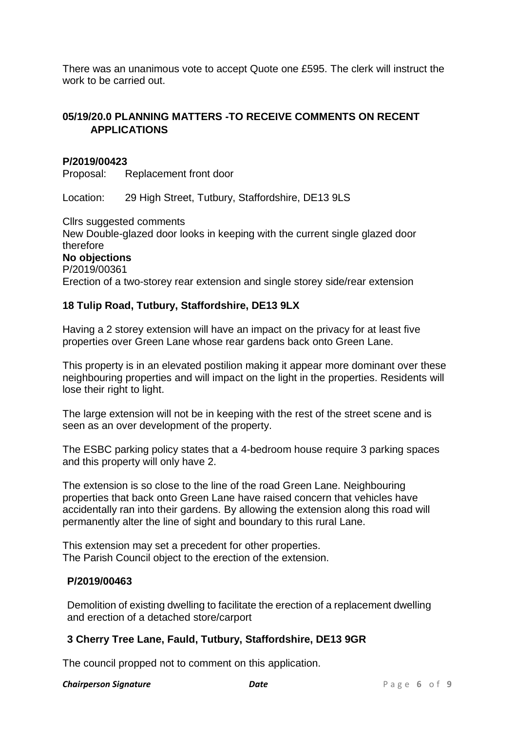There was an unanimous vote to accept Quote one £595. The clerk will instruct the work to be carried out.

## 05/19/20.0 PLANNING MATTERS -TO RECEIVE COMMENTS ON RECENT APPLICATIONS

**P/2019/00423**

Proposal: Replacement front door

Location: 29 High Street, Tutbury, Staffordshire, DE13 9LS

Cllrs suggested comments

New Double-glazed door looks in keeping with the current single glazed door therefore

**No objections**

P/2019/00361

Erection of a two-storey rear extension and single storey side/rear extension

**18 Tulip Road, Tutbury, Staffordshire, DE13 9LX**

Having a 2 storey extension will have an impact on the privacy for at least five properties over Green Lane whose rear gardens back onto Green Lane.

This property is in an elevated postilion making it appear more dominant over these neighbouring properties and will impact on the light in the properties. Residents will lose their right to light.

The large extension will not be in keeping with the rest of the street scene and is seen as an over development of the property.

The ESBC parking policy states that a 4-bedroom house require 3 parking spaces and this property will only have 2.

The extension is so close to the line of the road Green Lane. Neighbouring properties that back onto Green Lane have raised concern that vehicles have accidentally ran into their gardens. By allowing the extension along this road will permanently alter the line of sight and boundary to this rural Lane.

This extension may set a precedent for other properties.
The Parish Council object to the erection of the extension.

**P/2019/00463**

Demolition of existing dwelling to facilitate the erection of a replacement dwelling and erection of a detached store/carport

**3 Cherry Tree Lane, Fauld, Tutbury, Staffordshire, DE13 9GR**

The council propped not to comment on this application.

***Chairperson Signature*** ***Date***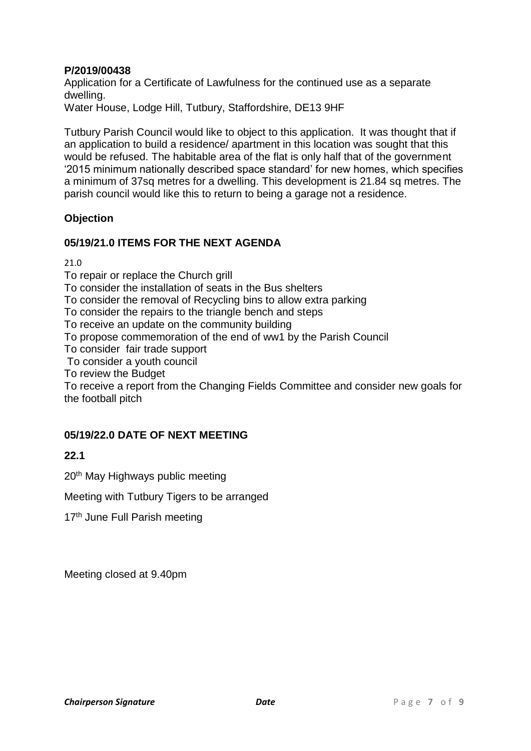**P/2019/00438**

Application for a Certificate of Lawfulness for the continued use as a separate dwelling.
Water House, Lodge Hill, Tutbury, Staffordshire, DE13 9HF

Tutbury Parish Council would like to object to this application. It was thought that if an application to build a residence/ apartment in this location was sought that this would be refused. The habitable area of the flat is only half that of the government '2015 minimum nationally described space standard' for new homes, which specifies a minimum of 37sq metres for a dwelling. This development is 21.84 sq metres. The parish council would like this to return to being a garage not a residence.

**Objection**

**05/19/21.0 ITEMS FOR THE NEXT AGENDA**

21.0

To repair or replace the Church grill
To consider the installation of seats in the Bus shelters
To consider the removal of Recycling bins to allow extra parking
To consider the repairs to the triangle bench and steps
To receive an update on the community building
To propose commemoration of the end of ww1 by the Parish Council
To consider fair trade support
To consider a youth council
To review the Budget
To receive a report from the Changing Fields Committee and consider new goals for the football pitch

**05/19/22.0 DATE OF NEXT MEETING**

**22.1**

20th May Highways public meeting

Meeting with Tutbury Tigers to be arranged

17th June Full Parish meeting

Meeting closed at 9.40pm

***Chairperson Signature*** ***Date***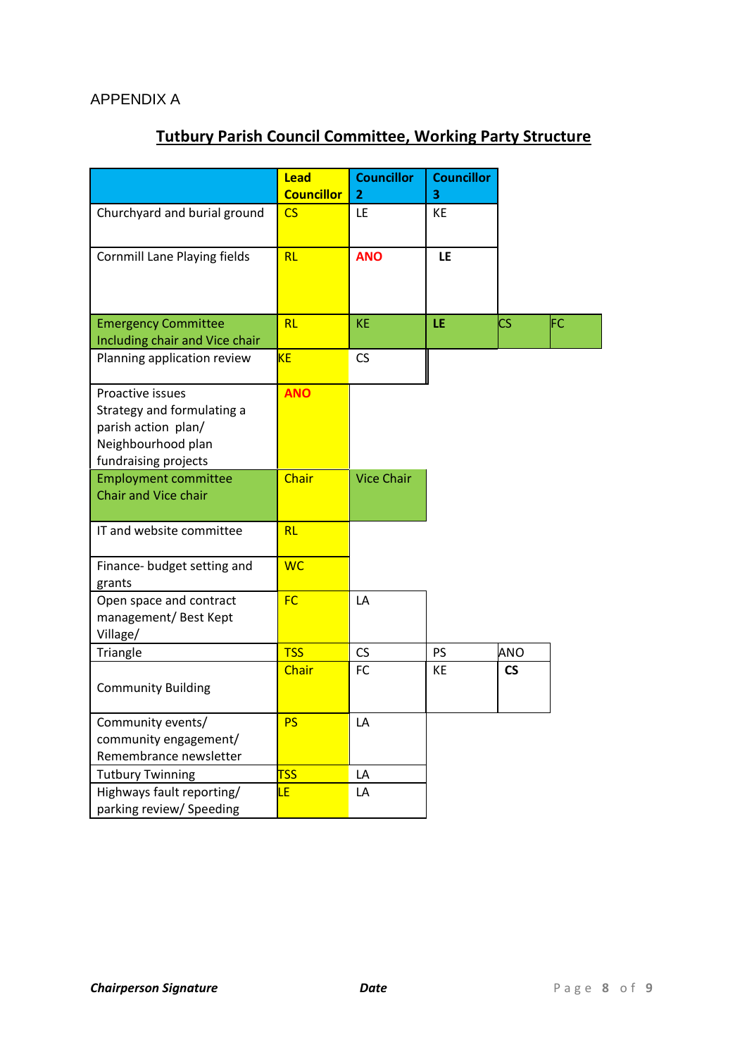APPENDIX A

## Tutbury Parish Council Committee, Working Party Structure

| | **Lead Councillor** | **Councillor 2** | **Councillor 3** | | |
|---|---|---|---|---|---|
| Churchyard and burial ground | CS | LE | KE | | |
| Cornmill Lane Playing fields | RL | **ANO** | **LE** | | |
| Emergency Committee Including chair and Vice chair | RL | KE | **LE** | CS | FC |
| Planning application review | KE | CS | | | |
| Proactive issues Strategy and formulating a parish action plan/ Neighbourhood plan fundraising projects | **ANO** | | | | |
| Employment committee Chair and Vice chair | Chair | Vice Chair | | | |
| IT and website committee | RL | | | | |
| Finance- budget setting and grants | WC | | | | |
| Open space and contract management/ Best Kept Village/ | FC | LA | | | |
| Triangle | TSS | CS | PS | ANO | |
| Community Building | Chair | FC | KE | **CS** | |
| Community events/ community engagement/ Remembrance newsletter | PS | LA | | | |
| Tutbury Twinning | TSS | LA | | | |
| Highways fault reporting/ parking review/ Speeding | LE | LA | | | |

***Chairperson Signature*** ***Date***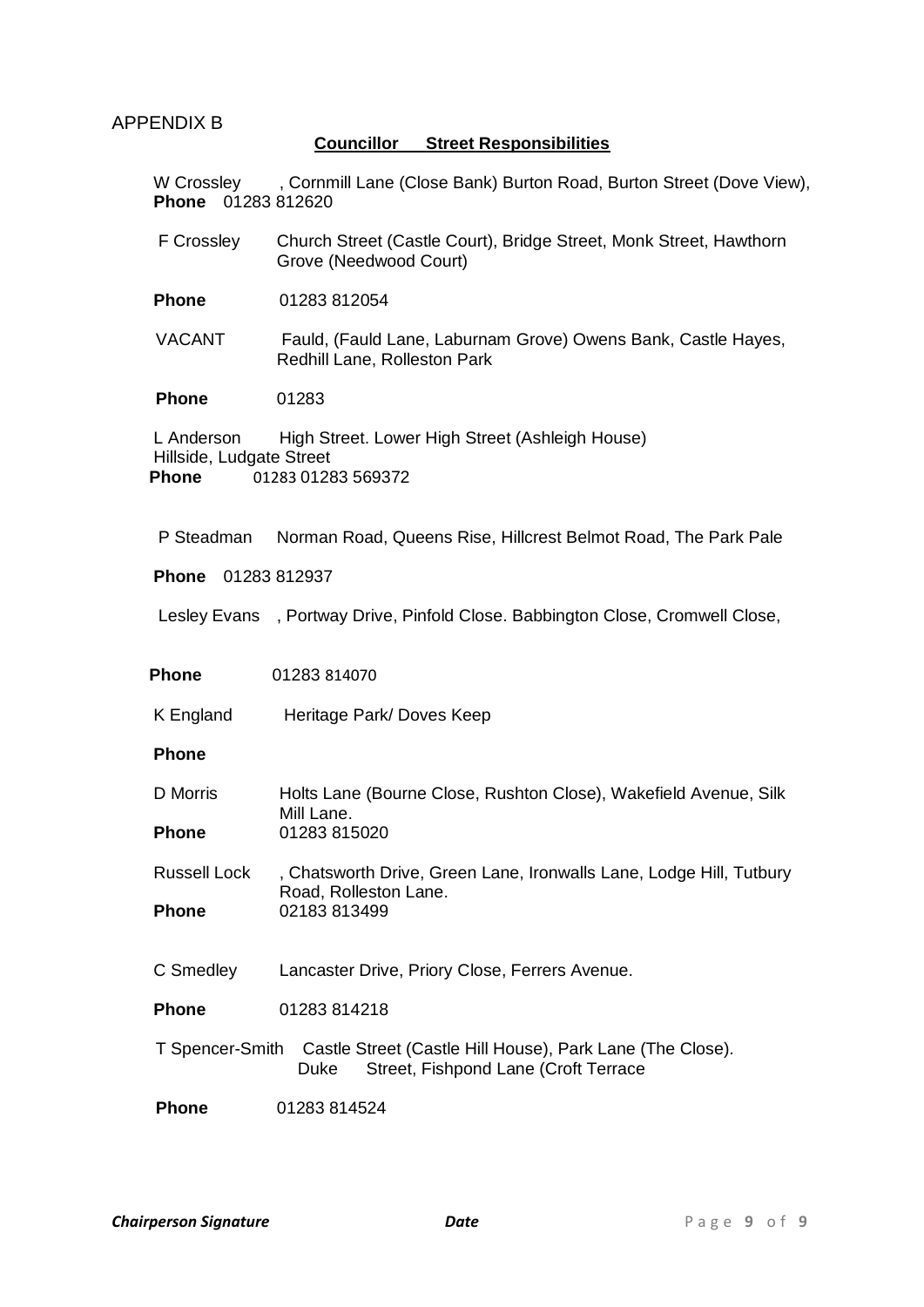APPENDIX B

**Councillor Street Responsibilities**

W Crossley , Cornmill Lane (Close Bank) Burton Road, Burton Street (Dove View),
**Phone** 01283 812620

F Crossley Church Street (Castle Court), Bridge Street, Monk Street, Hawthorn Grove (Needwood Court)

**Phone** 01283 812054

VACANT Fauld, (Fauld Lane, Laburnam Grove) Owens Bank, Castle Hayes, Redhill Lane, Rolleston Park

**Phone** 01283

L Anderson High Street. Lower High Street (Ashleigh House)
Hillside, Ludgate Street
**Phone** 01283 01283 569372

P Steadman Norman Road, Queens Rise, Hillcrest Belmot Road, The Park Pale

**Phone** 01283 812937

Lesley Evans , Portway Drive, Pinfold Close. Babbington Close, Cromwell Close,

**Phone** 01283 814070

K England Heritage Park/ Doves Keep

**Phone**

D Morris Holts Lane (Bourne Close, Rushton Close), Wakefield Avenue, Silk Mill Lane.
**Phone** 01283 815020

Russell Lock , Chatsworth Drive, Green Lane, Ironwalls Lane, Lodge Hill, Tutbury Road, Rolleston Lane.
**Phone** 02183 813499

C Smedley Lancaster Drive, Priory Close, Ferrers Avenue.

**Phone** 01283 814218

T Spencer-Smith Castle Street (Castle Hill House), Park Lane (The Close). Duke Street, Fishpond Lane (Croft Terrace

**Phone** 01283 814524

***Chairperson Signature*** ***Date***